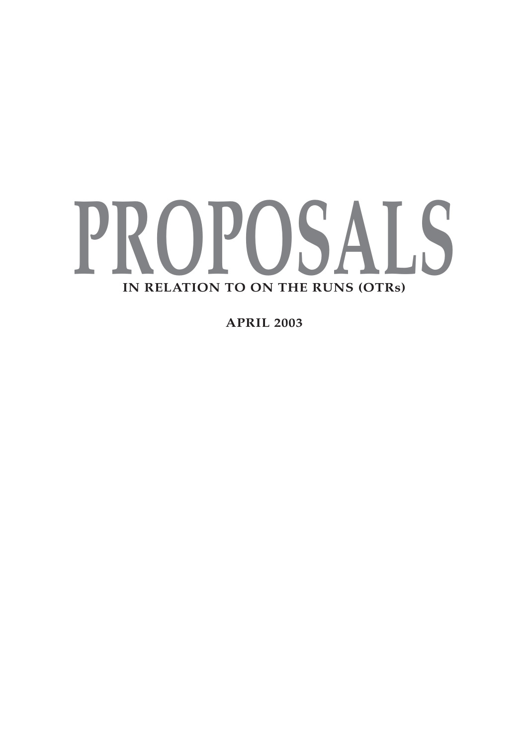# PROPOSALS

**IN RELATION TO ON THE RUNS (OTRs)**

**APRIL 2003**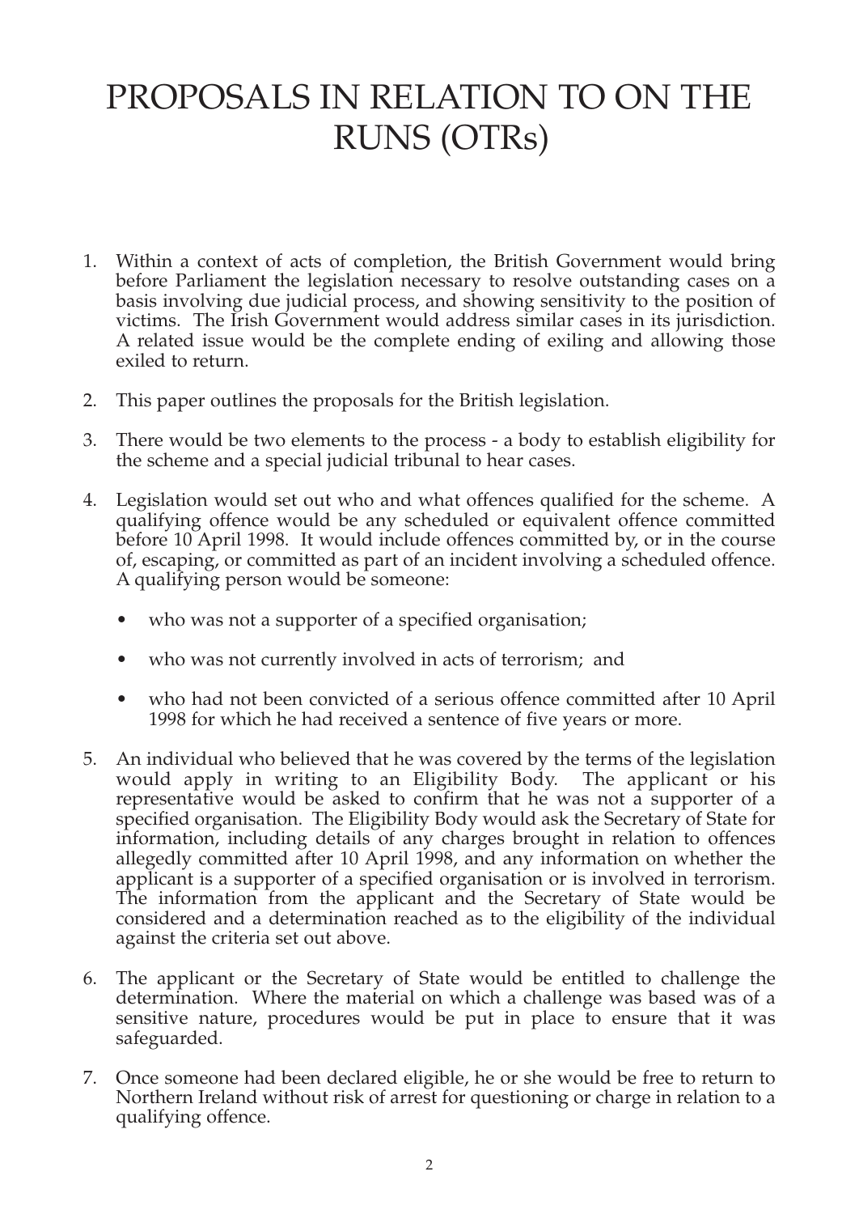# PROPOSALS IN RELATION TO ON THE RUNS (OTRs)

1. Within a context of acts of completion, the British Government would bring before Parliament the legislation necessary to resolve outstanding cases on a basis involving due judicial process, and showing sensitivity to the position of victims. The Irish Government would address similar cases in its jurisdiction. A related issue would be the complete ending of exiling and allowing those exiled to return.

2. This paper outlines the proposals for the British legislation.

3. There would be two elements to the process - a body to establish eligibility for the scheme and a special judicial tribunal to hear cases.

4. Legislation would set out who and what offences qualified for the scheme. A qualifying offence would be any scheduled or equivalent offence committed before 10 April 1998. It would include offences committed by, or in the course of, escaping, or committed as part of an incident involving a scheduled offence. A qualifying person would be someone:

   - who was not a supporter of a specified organisation;
   - who was not currently involved in acts of terrorism; and
   - who had not been convicted of a serious offence committed after 10 April 1998 for which he had received a sentence of five years or more.

5. An individual who believed that he was covered by the terms of the legislation would apply in writing to an Eligibility Body. The applicant or his representative would be asked to confirm that he was not a supporter of a specified organisation. The Eligibility Body would ask the Secretary of State for information, including details of any charges brought in relation to offences allegedly committed after 10 April 1998, and any information on whether the applicant is a supporter of a specified organisation or is involved in terrorism. The information from the applicant and the Secretary of State would be considered and a determination reached as to the eligibility of the individual against the criteria set out above.

6. The applicant or the Secretary of State would be entitled to challenge the determination. Where the material on which a challenge was based was of a sensitive nature, procedures would be put in place to ensure that it was safeguarded.

7. Once someone had been declared eligible, he or she would be free to return to Northern Ireland without risk of arrest for questioning or charge in relation to a qualifying offence.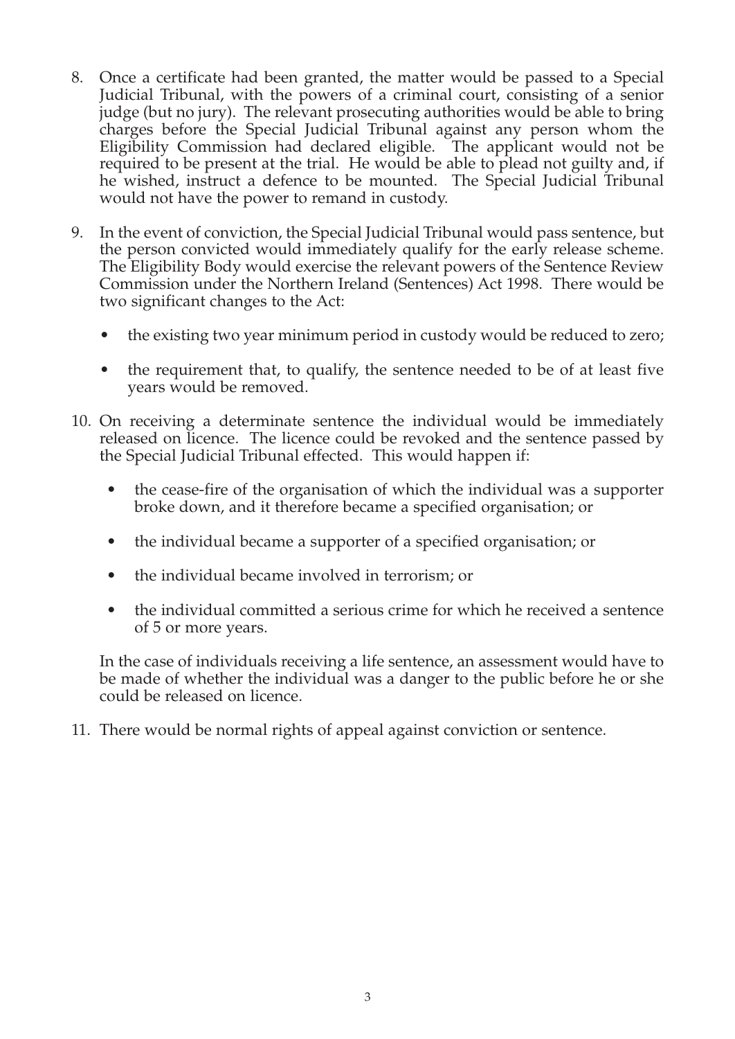8. Once a certificate had been granted, the matter would be passed to a Special Judicial Tribunal, with the powers of a criminal court, consisting of a senior judge (but no jury). The relevant prosecuting authorities would be able to bring charges before the Special Judicial Tribunal against any person whom the Eligibility Commission had declared eligible. The applicant would not be required to be present at the trial. He would be able to plead not guilty and, if he wished, instruct a defence to be mounted. The Special Judicial Tribunal would not have the power to remand in custody.

9. In the event of conviction, the Special Judicial Tribunal would pass sentence, but the person convicted would immediately qualify for the early release scheme. The Eligibility Body would exercise the relevant powers of the Sentence Review Commission under the Northern Ireland (Sentences) Act 1998. There would be two significant changes to the Act:

   - the existing two year minimum period in custody would be reduced to zero;

   - the requirement that, to qualify, the sentence needed to be of at least five years would be removed.

10. On receiving a determinate sentence the individual would be immediately released on licence. The licence could be revoked and the sentence passed by the Special Judicial Tribunal effected. This would happen if:

    - the cease-fire of the organisation of which the individual was a supporter broke down, and it therefore became a specified organisation; or

    - the individual became a supporter of a specified organisation; or

    - the individual became involved in terrorism; or

    - the individual committed a serious crime for which he received a sentence of 5 or more years.

    In the case of individuals receiving a life sentence, an assessment would have to be made of whether the individual was a danger to the public before he or she could be released on licence.

11. There would be normal rights of appeal against conviction or sentence.